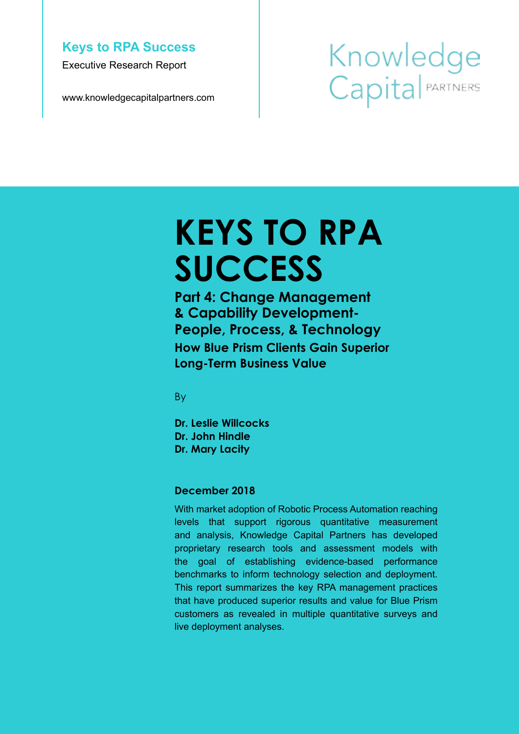**Keys to RPA Success**

Executive Research Report

www.knowledgecapitalpartners.com

Knowledge Capital PARTNERS

# KEYS TO RPA SUCCESS

## Part 4: Change Management & Capability Development- People, Process, & Technology

### How Blue Prism Clients Gain Superior Long-Term Business Value

By

**Dr. Leslie Willcocks**
**Dr. John Hindle**
**Dr. Mary Lacity**

**December 2018**

With market adoption of Robotic Process Automation reaching levels that support rigorous quantitative measurement and analysis, Knowledge Capital Partners has developed proprietary research tools and assessment models with the goal of establishing evidence-based performance benchmarks to inform technology selection and deployment. This report summarizes the key RPA management practices that have produced superior results and value for Blue Prism customers as revealed in multiple quantitative surveys and live deployment analyses.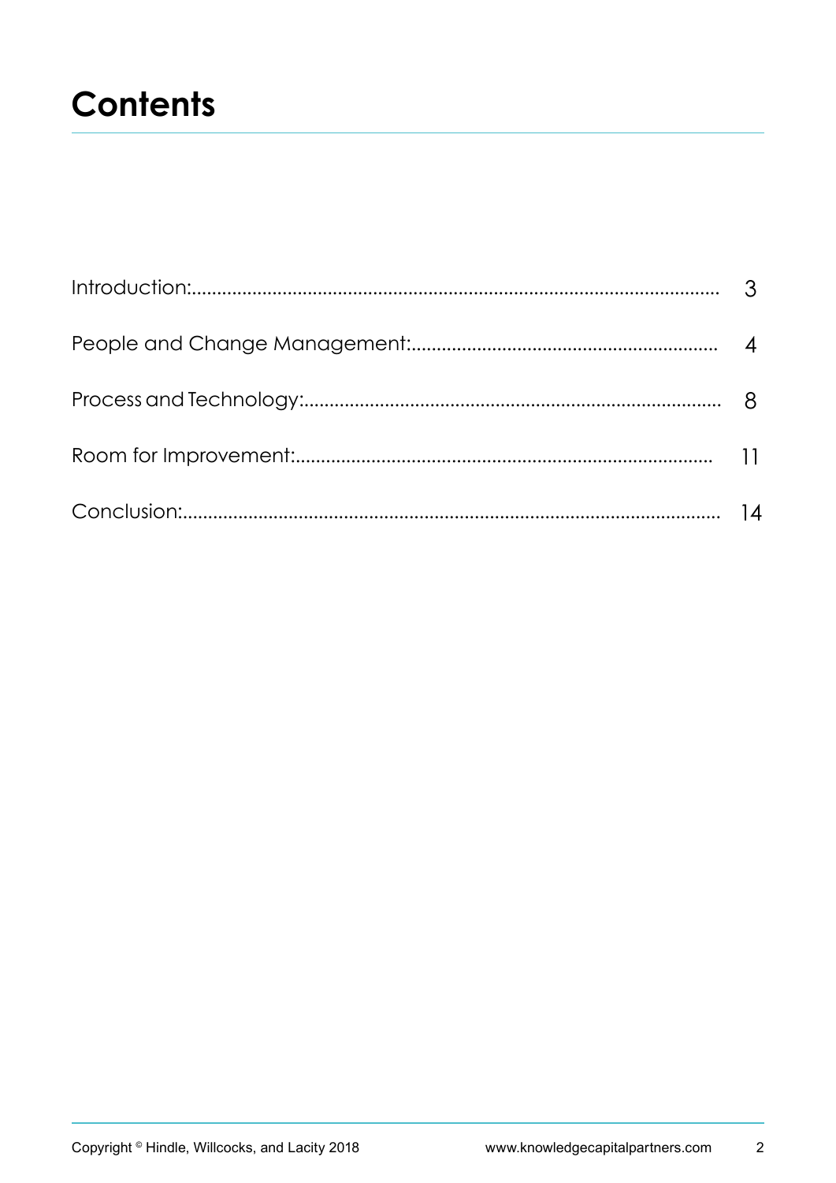# Contents

| | |
|---|---|
| Introduction: | 3 |
| People and Change Management: | 4 |
| Process and Technology: | 8 |
| Room for Improvement: | 11 |
| Conclusion: | 14 |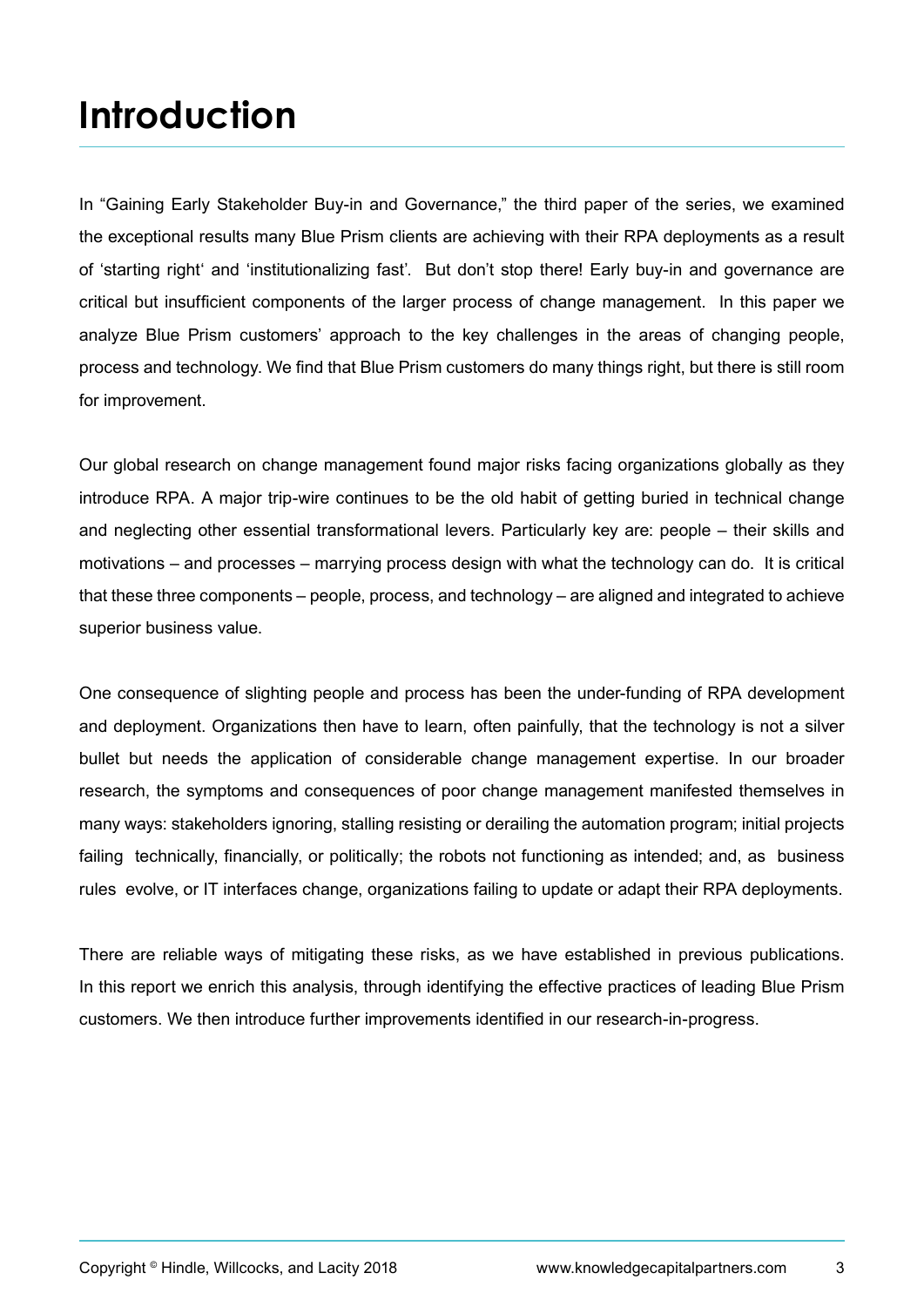# Introduction

In "Gaining Early Stakeholder Buy-in and Governance," the third paper of the series, we examined the exceptional results many Blue Prism clients are achieving with their RPA deployments as a result of 'starting right' and 'institutionalizing fast'. But don't stop there! Early buy-in and governance are critical but insufficient components of the larger process of change management. In this paper we analyze Blue Prism customers' approach to the key challenges in the areas of changing people, process and technology. We find that Blue Prism customers do many things right, but there is still room for improvement.

Our global research on change management found major risks facing organizations globally as they introduce RPA. A major trip-wire continues to be the old habit of getting buried in technical change and neglecting other essential transformational levers. Particularly key are: people – their skills and motivations – and processes – marrying process design with what the technology can do. It is critical that these three components – people, process, and technology – are aligned and integrated to achieve superior business value.

One consequence of slighting people and process has been the under-funding of RPA development and deployment. Organizations then have to learn, often painfully, that the technology is not a silver bullet but needs the application of considerable change management expertise. In our broader research, the symptoms and consequences of poor change management manifested themselves in many ways: stakeholders ignoring, stalling resisting or derailing the automation program; initial projects failing technically, financially, or politically; the robots not functioning as intended; and, as business rules evolve, or IT interfaces change, organizations failing to update or adapt their RPA deployments.

There are reliable ways of mitigating these risks, as we have established in previous publications. In this report we enrich this analysis, through identifying the effective practices of leading Blue Prism customers. We then introduce further improvements identified in our research-in-progress.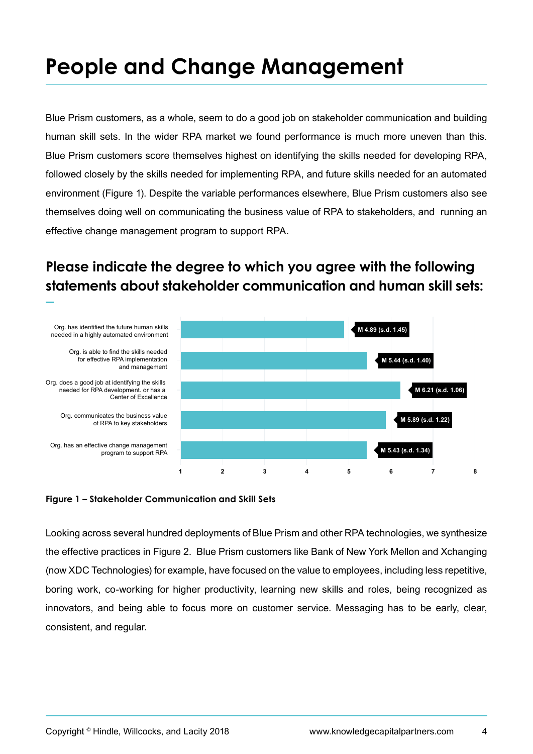# People and Change Management

Blue Prism customers, as a whole, seem to do a good job on stakeholder communication and building human skill sets. In the wider RPA market we found performance is much more uneven than this. Blue Prism customers score themselves highest on identifying the skills needed for developing RPA, followed closely by the skills needed for implementing RPA, and future skills needed for an automated environment (Figure 1). Despite the variable performances elsewhere, Blue Prism customers also see themselves doing well on communicating the business value of RPA to stakeholders, and running an effective change management program to support RPA.

## Please indicate the degree to which you agree with the following statements about stakeholder communication and human skill sets:

| Statement | Mean (s.d.) |
| --- | --- |
| Org. has identified the future human skills needed in a highly automated environment | M 4.89 (s.d. 1.45) |
| Org. is able to find the skills needed for effective RPA implementation and management | M 5.44 (s.d. 1.40) |
| Org. does a good job at identifying the skills needed for RPA development. or has a Center of Excellence | M 6.21 (s.d. 1.06) |
| Org. communicates the business value of RPA to key stakeholders | M 5.89 (s.d. 1.22) |
| Org. has an effective change management program to support RPA | M 5.43 (s.d. 1.34) |

**Figure 1 – Stakeholder Communication and Skill Sets**

Looking across several hundred deployments of Blue Prism and other RPA technologies, we synthesize the effective practices in Figure 2. Blue Prism customers like Bank of New York Mellon and Xchanging (now XDC Technologies) for example, have focused on the value to employees, including less repetitive, boring work, co-working for higher productivity, learning new skills and roles, being recognized as innovators, and being able to focus more on customer service. Messaging has to be early, clear, consistent, and regular.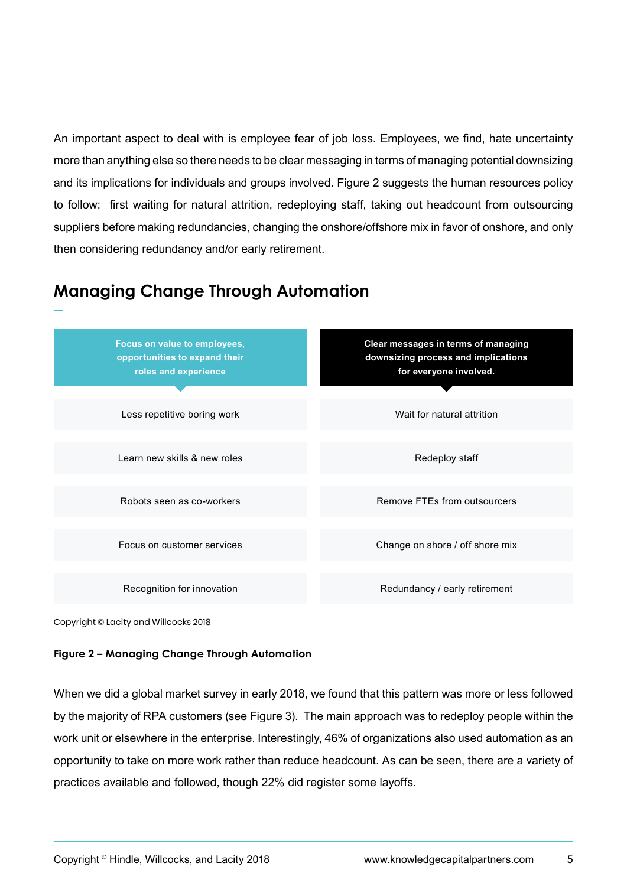An important aspect to deal with is employee fear of job loss. Employees, we find, hate uncertainty more than anything else so there needs to be clear messaging in terms of managing potential downsizing and its implications for individuals and groups involved. Figure 2 suggests the human resources policy to follow: first waiting for natural attrition, redeploying staff, taking out headcount from outsourcing suppliers before making redundancies, changing the onshore/offshore mix in favor of onshore, and only then considering redundancy and/or early retirement.

## Managing Change Through Automation

| Focus on value to employees, opportunities to expand their roles and experience | Clear messages in terms of managing downsizing process and implications for everyone involved. |
| --- | --- |
| Less repetitive boring work | Wait for natural attrition |
| Learn new skills & new roles | Redeploy staff |
| Robots seen as co-workers | Remove FTEs from outsourcers |
| Focus on customer services | Change on shore / off shore mix |
| Recognition for innovation | Redundancy / early retirement |

Copyright © Lacity and Willcocks 2018

**Figure 2 – Managing Change Through Automation**

When we did a global market survey in early 2018, we found that this pattern was more or less followed by the majority of RPA customers (see Figure 3). The main approach was to redeploy people within the work unit or elsewhere in the enterprise. Interestingly, 46% of organizations also used automation as an opportunity to take on more work rather than reduce headcount. As can be seen, there are a variety of practices available and followed, though 22% did register some layoffs.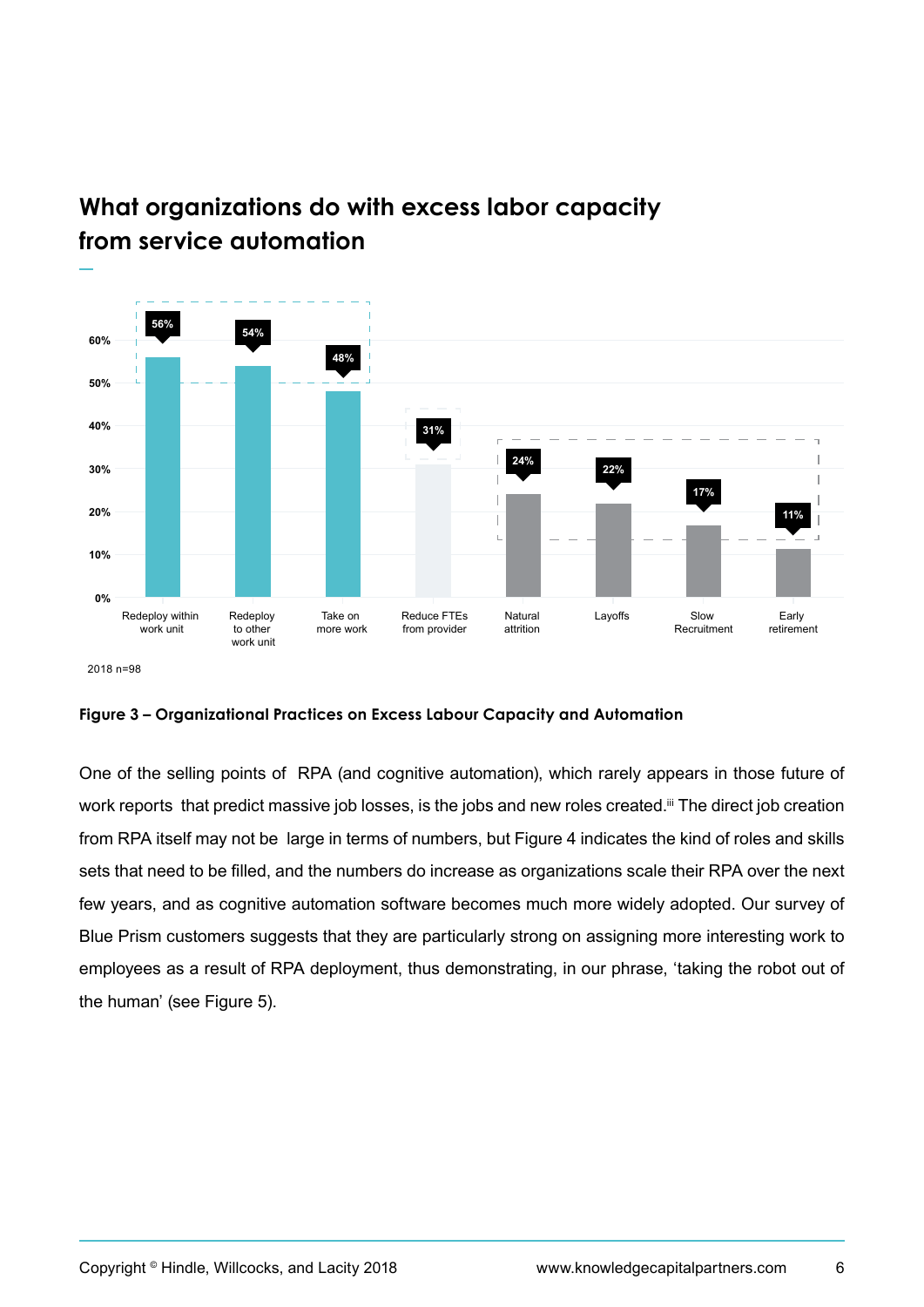## What organizations do with excess labor capacity from service automation

| Practice | Percentage |
| --- | --- |
| Redeploy within work unit | 56% |
| Redeploy to other work unit | 54% |
| Take on more work | 48% |
| Reduce FTEs from provider | 31% |
| Natural attrition | 24% |
| Layoffs | 22% |
| Slow Recruitment | 17% |
| Early retirement | 11% |

2018 n=98

**Figure 3 – Organizational Practices on Excess Labour Capacity and Automation**

One of the selling points of RPA (and cognitive automation), which rarely appears in those future of work reports that predict massive job losses, is the jobs and new roles created.[iii] The direct job creation from RPA itself may not be large in terms of numbers, but Figure 4 indicates the kind of roles and skills sets that need to be filled, and the numbers do increase as organizations scale their RPA over the next few years, and as cognitive automation software becomes much more widely adopted. Our survey of Blue Prism customers suggests that they are particularly strong on assigning more interesting work to employees as a result of RPA deployment, thus demonstrating, in our phrase, 'taking the robot out of the human' (see Figure 5).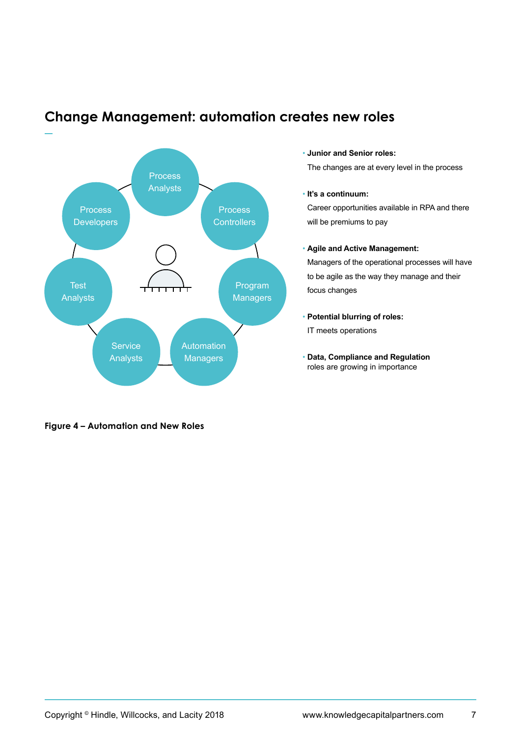## Change Management: automation creates new roles

Process Analysts

Process Controllers

Program Managers

Automation Managers

Service Analysts

Test Analysts

Process Developers

- **Junior and Senior roles:**
  The changes are at every level in the process
- **It's a continuum:**
  Career opportunities available in RPA and there will be premiums to pay
- **Agile and Active Management:**
  Managers of the operational processes will have to be agile as the way they manage and their focus changes
- **Potential blurring of roles:**
  IT meets operations
- **Data, Compliance and Regulation** roles are growing in importance

**Figure 4 – Automation and New Roles**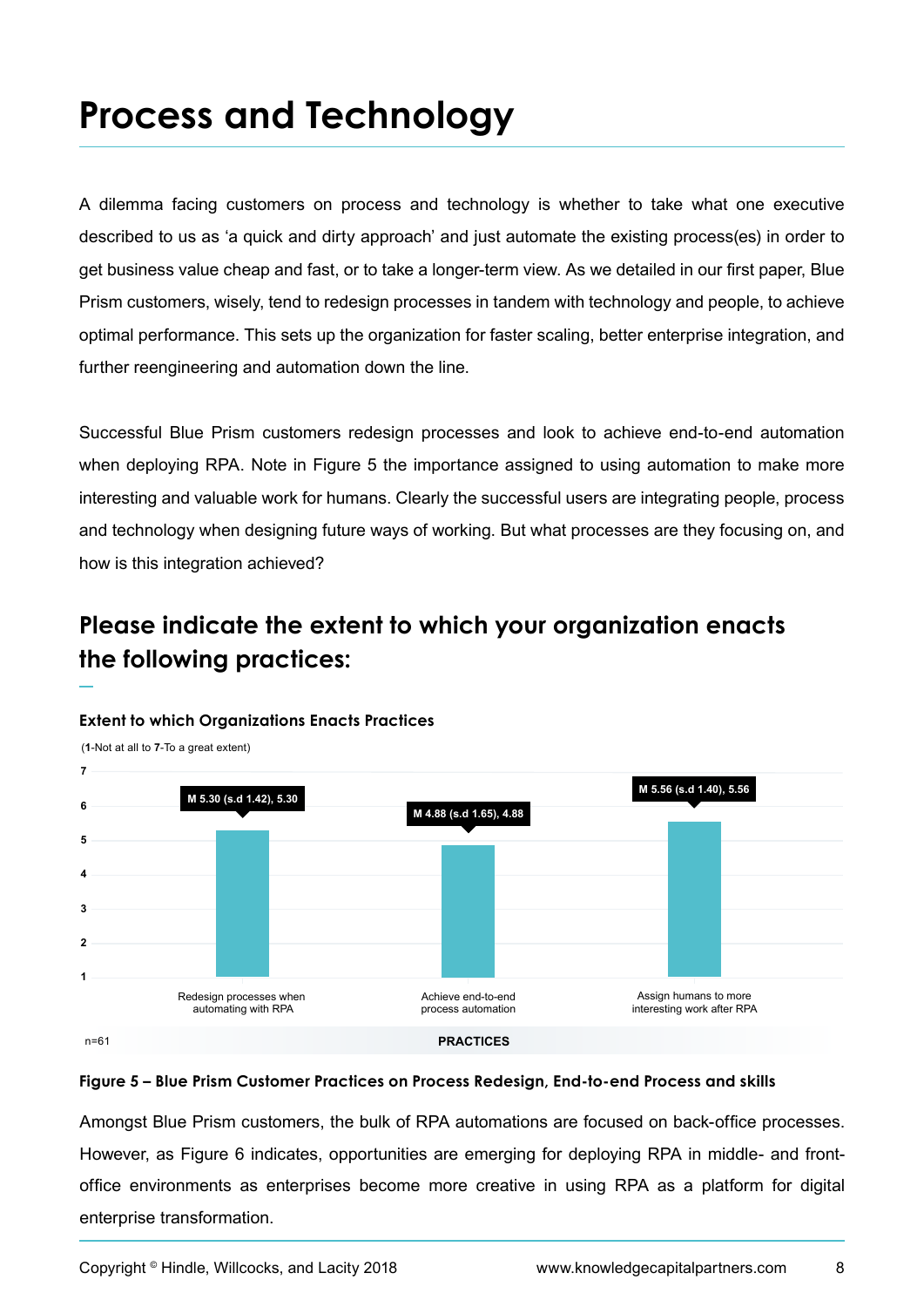# Process and Technology

A dilemma facing customers on process and technology is whether to take what one executive described to us as 'a quick and dirty approach' and just automate the existing process(es) in order to get business value cheap and fast, or to take a longer-term view. As we detailed in our first paper, Blue Prism customers, wisely, tend to redesign processes in tandem with technology and people, to achieve optimal performance. This sets up the organization for faster scaling, better enterprise integration, and further reengineering and automation down the line.

Successful Blue Prism customers redesign processes and look to achieve end-to-end automation when deploying RPA. Note in Figure 5 the importance assigned to using automation to make more interesting and valuable work for humans. Clearly the successful users are integrating people, process and technology when designing future ways of working. But what processes are they focusing on, and how is this integration achieved?

## Please indicate the extent to which your organization enacts the following practices:

**Extent to which Organizations Enacts Practices**

(**1**-Not at all to **7**-To a great extent)

| Practices | Mean (s.d.) |
|---|---|
| Redesign processes when automating with RPA | M 5.30 (s.d 1.42), 5.30 |
| Achieve end-to-end process automation | M 4.88 (s.d 1.65), 4.88 |
| Assign humans to more interesting work after RPA | M 5.56 (s.d 1.40), 5.56 |

n=61

**Figure 5 – Blue Prism Customer Practices on Process Redesign, End-to-end Process and skills**

Amongst Blue Prism customers, the bulk of RPA automations are focused on back-office processes. However, as Figure 6 indicates, opportunities are emerging for deploying RPA in middle- and front-office environments as enterprises become more creative in using RPA as a platform for digital enterprise transformation.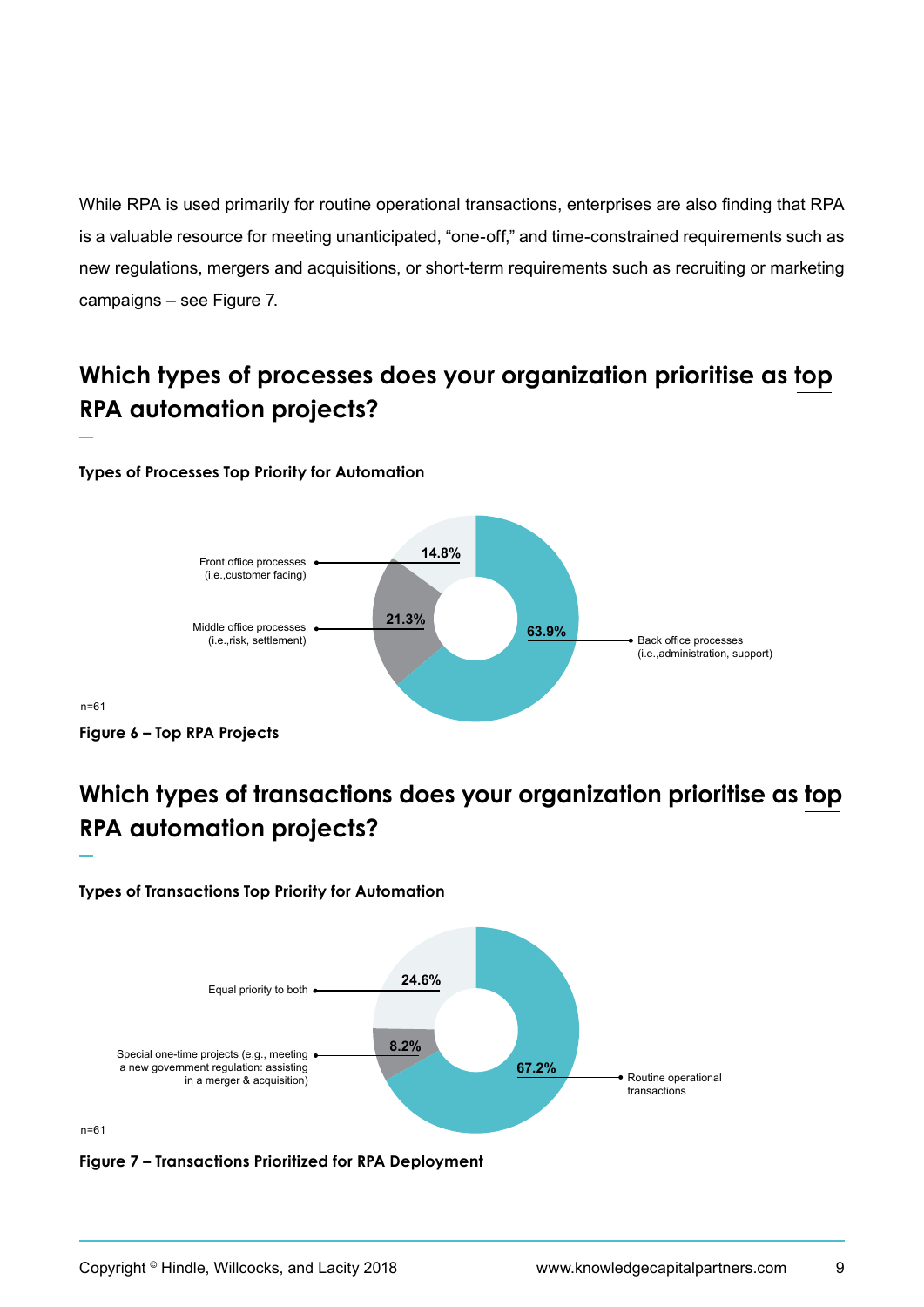While RPA is used primarily for routine operational transactions, enterprises are also finding that RPA is a valuable resource for meeting unanticipated, “one-off,” and time-constrained requirements such as new regulations, mergers and acquisitions, or short-term requirements such as recruiting or marketing campaigns – see Figure 7.

## Which types of processes does your organization prioritise as top RPA automation projects?

**Types of Processes Top Priority for Automation**

Front office processes (i.e.,customer facing) 14.8%

Middle office processes (i.e.,risk, settlement) 21.3%

Back office processes (i.e.,administration, support) 63.9%

n=61

**Figure 6 – Top RPA Projects**

## Which types of transactions does your organization prioritise as top RPA automation projects?

**Types of Transactions Top Priority for Automation**

Equal priority to both 24.6%

Special one-time projects (e.g., meeting a new government regulation: assisting in a merger & acquisition) 8.2%

Routine operational transactions 67.2%

n=61

**Figure 7 – Transactions Prioritized for RPA Deployment**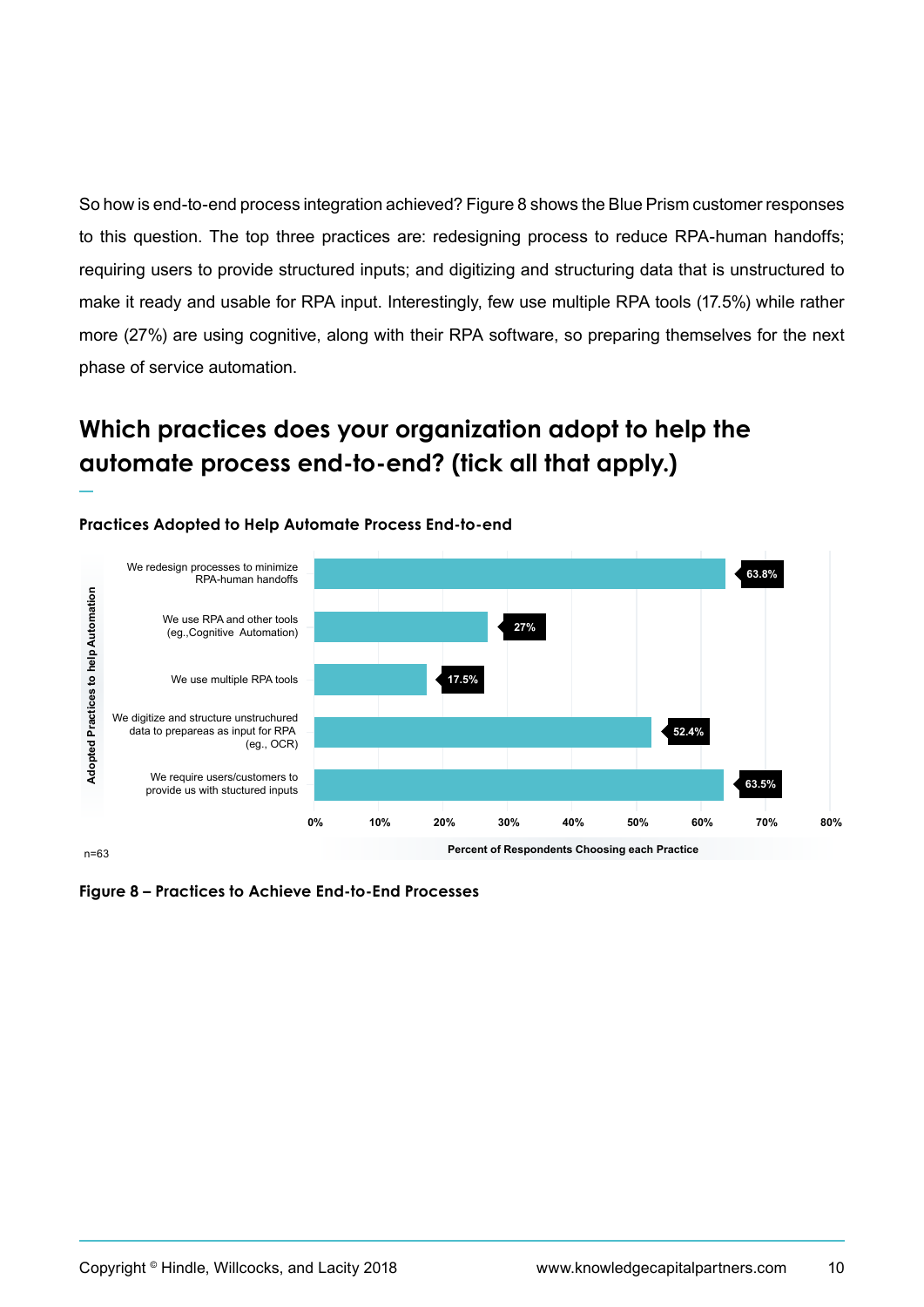So how is end-to-end process integration achieved? Figure 8 shows the Blue Prism customer responses to this question. The top three practices are: redesigning process to reduce RPA-human handoffs; requiring users to provide structured inputs; and digitizing and structuring data that is unstructured to make it ready and usable for RPA input. Interestingly, few use multiple RPA tools (17.5%) while rather more (27%) are using cognitive, along with their RPA software, so preparing themselves for the next phase of service automation.

## Which practices does your organization adopt to help the automate process end-to-end? (tick all that apply.)

**Practices Adopted to Help Automate Process End-to-end**

| Adopted Practices to help Automation | Percent of Respondents Choosing each Practice |
|---|---|
| We redesign processes to minimize RPA-human handoffs | 63.8% |
| We use RPA and other tools (eg.,Cognitive Automation) | 27% |
| We use multiple RPA tools | 17.5% |
| We digitize and structure unstructured data to prepareas as input for RPA (eg., OCR) | 52.4% |
| We require users/customers to provide us with stuctured inputs | 63.5% |

n=63

**Figure 8 – Practices to Achieve End-to-End Processes**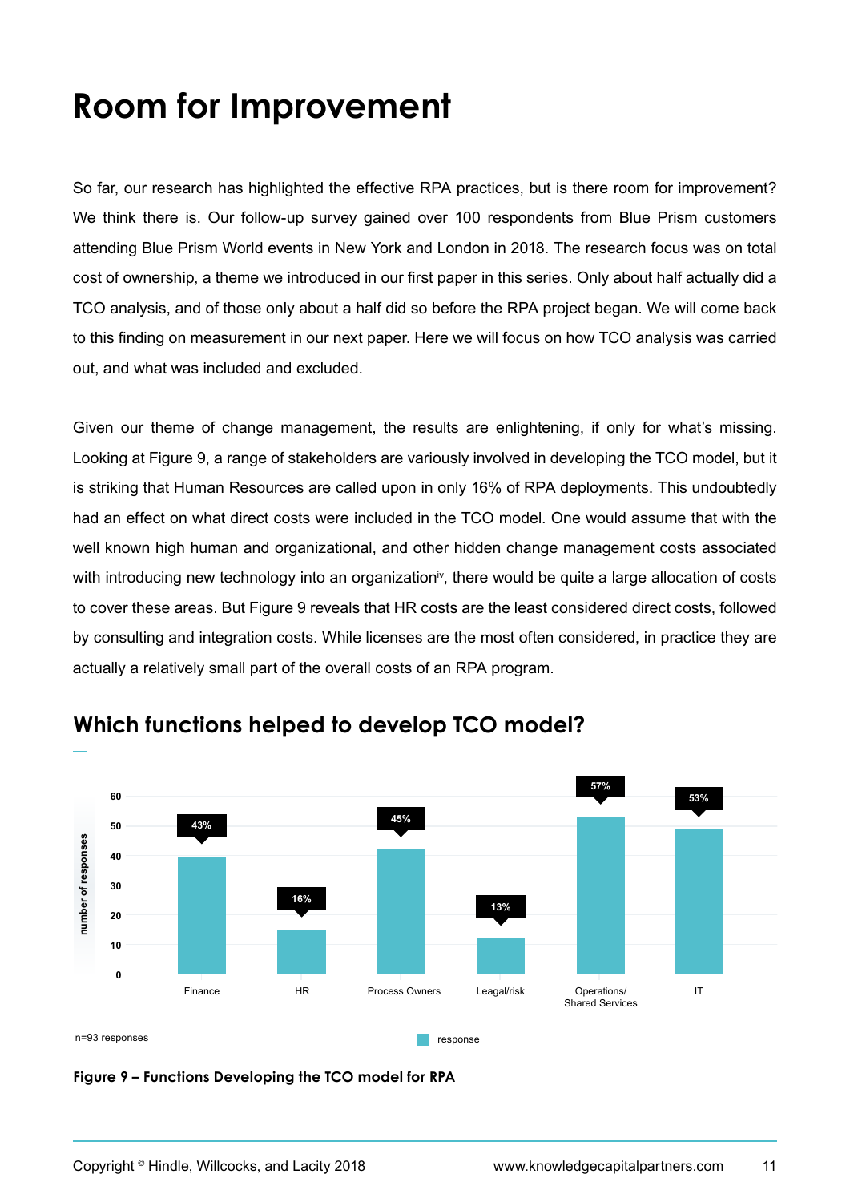# Room for Improvement

So far, our research has highlighted the effective RPA practices, but is there room for improvement? We think there is. Our follow-up survey gained over 100 respondents from Blue Prism customers attending Blue Prism World events in New York and London in 2018. The research focus was on total cost of ownership, a theme we introduced in our first paper in this series. Only about half actually did a TCO analysis, and of those only about a half did so before the RPA project began. We will come back to this finding on measurement in our next paper. Here we will focus on how TCO analysis was carried out, and what was included and excluded.

Given our theme of change management, the results are enlightening, if only for what's missing. Looking at Figure 9, a range of stakeholders are variously involved in developing the TCO model, but it is striking that Human Resources are called upon in only 16% of RPA deployments. This undoubtedly had an effect on what direct costs were included in the TCO model. One would assume that with the well known high human and organizational, and other hidden change management costs associated with introducing new technology into an organization[iv], there would be quite a large allocation of costs to cover these areas. But Figure 9 reveals that HR costs are the least considered direct costs, followed by consulting and integration costs. While licenses are the most often considered, in practice they are actually a relatively small part of the overall costs of an RPA program.

## Which functions helped to develop TCO model?

| Function | Response (%) |
| --- | --- |
| Finance | 43% |
| HR | 16% |
| Process Owners | 45% |
| Leagal/risk | 13% |
| Operations/ Shared Services | 57% |
| IT | 53% |

n=93 responses

**Figure 9 – Functions Developing the TCO model for RPA**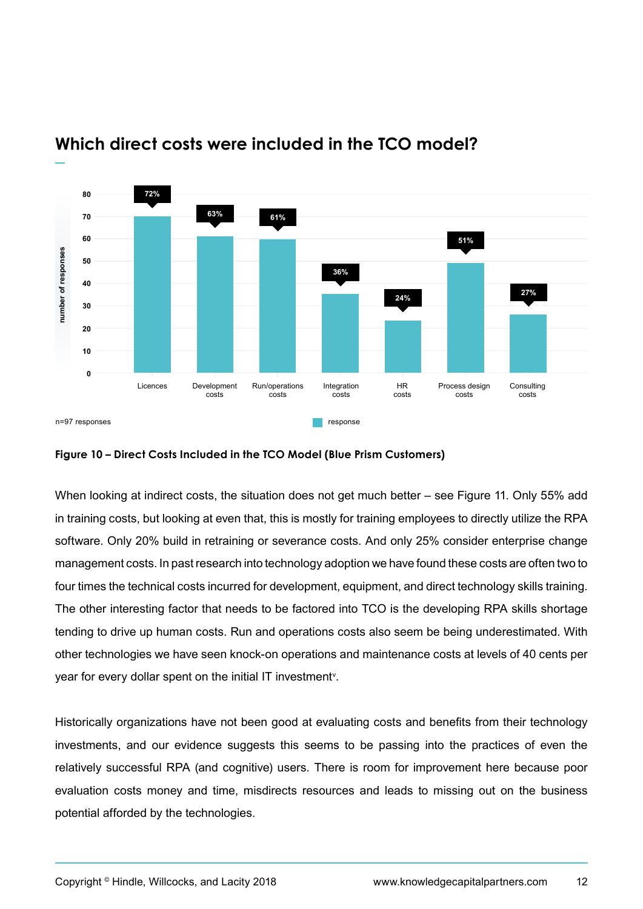## Which direct costs were included in the TCO model?

| Direct cost | Percentage |
|---|---|
| Licences | 72% |
| Development costs | 63% |
| Run/operations costs | 61% |
| Integration costs | 36% |
| HR costs | 24% |
| Process design costs | 51% |
| Consulting costs | 27% |

n=97 responses

**Figure 10 – Direct Costs Included in the TCO Model (Blue Prism Customers)**

When looking at indirect costs, the situation does not get much better – see Figure 11. Only 55% add in training costs, but looking at even that, this is mostly for training employees to directly utilize the RPA software. Only 20% build in retraining or severance costs. And only 25% consider enterprise change management costs. In past research into technology adoption we have found these costs are often two to four times the technical costs incurred for development, equipment, and direct technology skills training. The other interesting factor that needs to be factored into TCO is the developing RPA skills shortage tending to drive up human costs. Run and operations costs also seem be being underestimated. With other technologies we have seen knock-on operations and maintenance costs at levels of 40 cents per year for every dollar spent on the initial IT investment[v].

Historically organizations have not been good at evaluating costs and benefits from their technology investments, and our evidence suggests this seems to be passing into the practices of even the relatively successful RPA (and cognitive) users. There is room for improvement here because poor evaluation costs money and time, misdirects resources and leads to missing out on the business potential afforded by the technologies.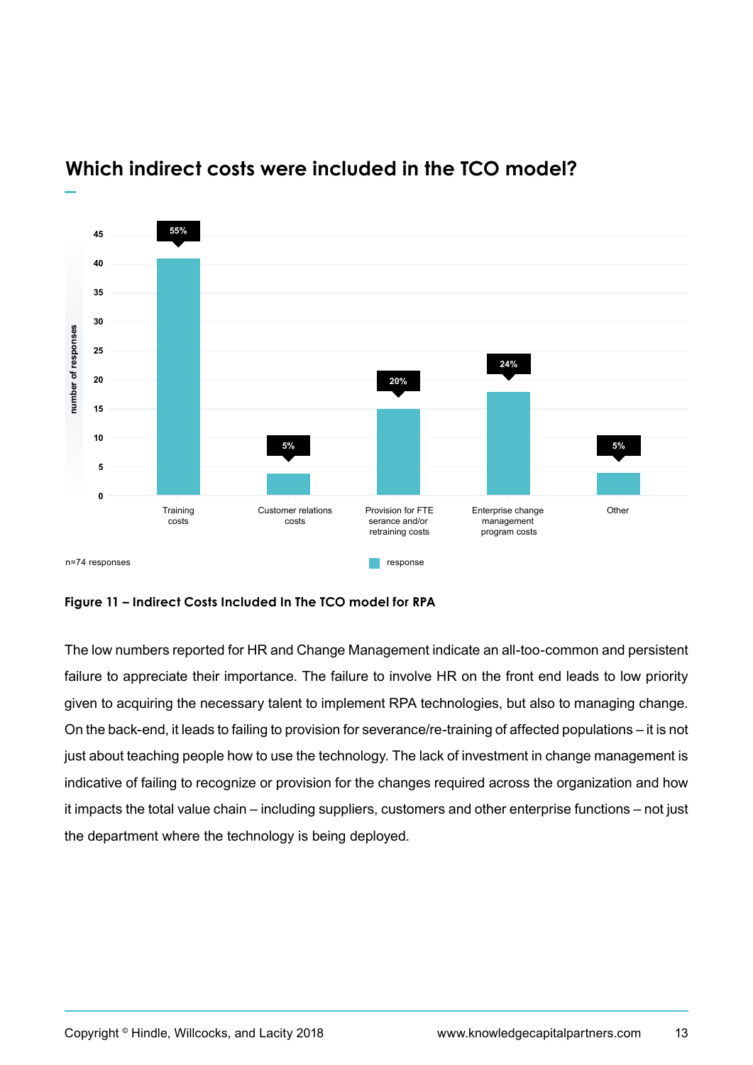## Which indirect costs were included in the TCO model?

| Indirect cost | Number of responses (approx.) | Percentage |
|---|---|---|
| Training costs | 41 | 55% |
| Customer relations costs | 4 | 5% |
| Provision for FTE serance and/or retraining costs | 15 | 20% |
| Enterprise change management program costs | 18 | 24% |
| Other | 4 | 5% |

n=74 responses

**Figure 11 – Indirect Costs Included In The TCO model for RPA**

The low numbers reported for HR and Change Management indicate an all-too-common and persistent failure to appreciate their importance. The failure to involve HR on the front end leads to low priority given to acquiring the necessary talent to implement RPA technologies, but also to managing change. On the back-end, it leads to failing to provision for severance/re-training of affected populations – it is not just about teaching people how to use the technology. The lack of investment in change management is indicative of failing to recognize or provision for the changes required across the organization and how it impacts the total value chain – including suppliers, customers and other enterprise functions – not just the department where the technology is being deployed.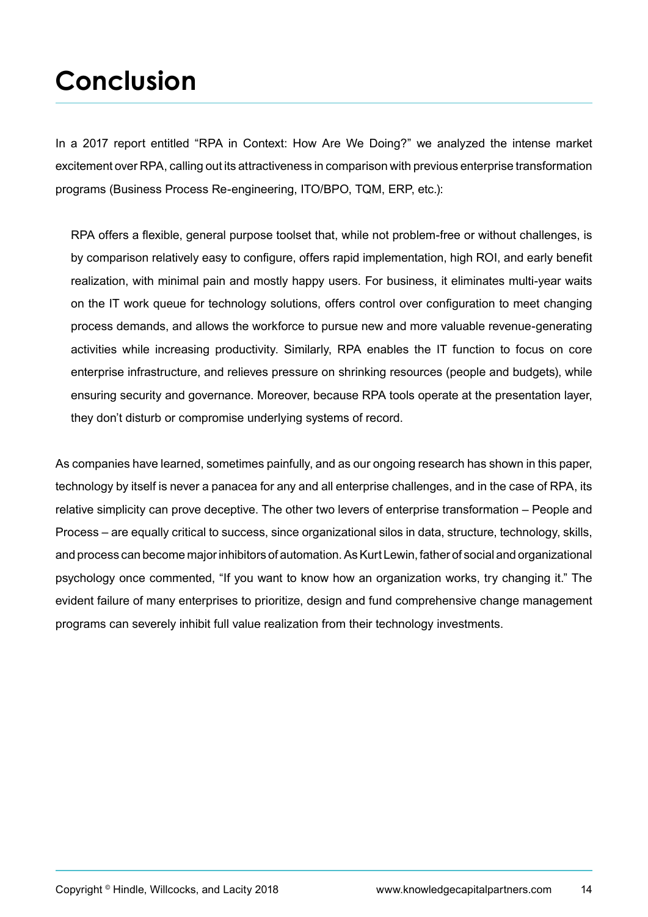# Conclusion

In a 2017 report entitled "RPA in Context: How Are We Doing?" we analyzed the intense market excitement over RPA, calling out its attractiveness in comparison with previous enterprise transformation programs (Business Process Re-engineering, ITO/BPO, TQM, ERP, etc.):

> RPA offers a flexible, general purpose toolset that, while not problem-free or without challenges, is by comparison relatively easy to configure, offers rapid implementation, high ROI, and early benefit realization, with minimal pain and mostly happy users. For business, it eliminates multi-year waits on the IT work queue for technology solutions, offers control over configuration to meet changing process demands, and allows the workforce to pursue new and more valuable revenue-generating activities while increasing productivity. Similarly, RPA enables the IT function to focus on core enterprise infrastructure, and relieves pressure on shrinking resources (people and budgets), while ensuring security and governance. Moreover, because RPA tools operate at the presentation layer, they don't disturb or compromise underlying systems of record.

As companies have learned, sometimes painfully, and as our ongoing research has shown in this paper, technology by itself is never a panacea for any and all enterprise challenges, and in the case of RPA, its relative simplicity can prove deceptive. The other two levers of enterprise transformation – People and Process – are equally critical to success, since organizational silos in data, structure, technology, skills, and process can become major inhibitors of automation. As Kurt Lewin, father of social and organizational psychology once commented, "If you want to know how an organization works, try changing it." The evident failure of many enterprises to prioritize, design and fund comprehensive change management programs can severely inhibit full value realization from their technology investments.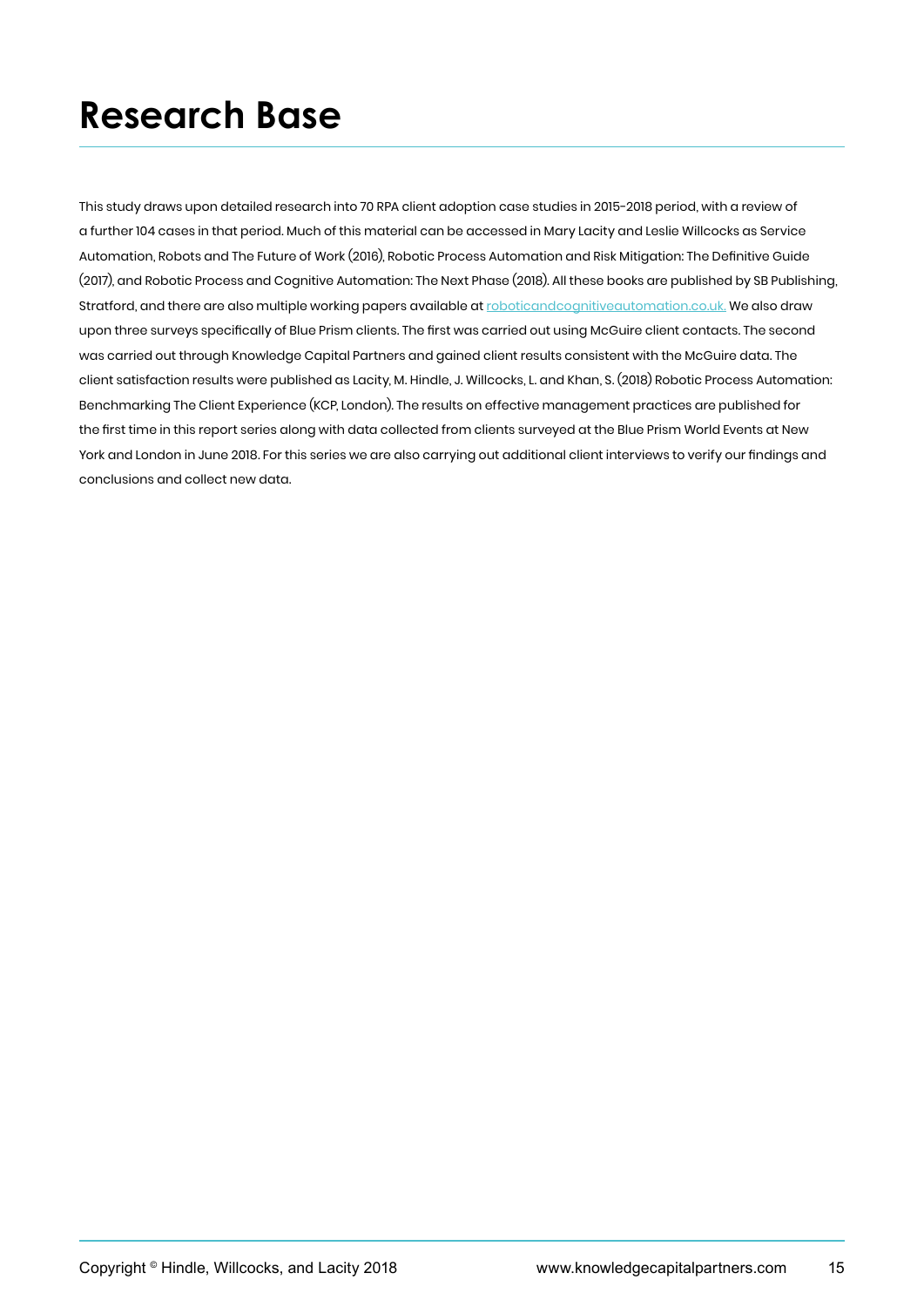# Research Base

This study draws upon detailed research into 70 RPA client adoption case studies in 2015-2018 period, with a review of a further 104 cases in that period. Much of this material can be accessed in Mary Lacity and Leslie Willcocks as Service Automation, Robots and The Future of Work (2016), Robotic Process Automation and Risk Mitigation: The Definitive Guide (2017), and Robotic Process and Cognitive Automation: The Next Phase (2018). All these books are published by SB Publishing, Stratford, and there are also multiple working papers available at roboticandcognitiveautomation.co.uk. We also draw upon three surveys specifically of Blue Prism clients. The first was carried out using McGuire client contacts. The second was carried out through Knowledge Capital Partners and gained client results consistent with the McGuire data. The client satisfaction results were published as Lacity, M. Hindle, J. Willcocks, L. and Khan, S. (2018) Robotic Process Automation: Benchmarking The Client Experience (KCP, London). The results on effective management practices are published for the first time in this report series along with data collected from clients surveyed at the Blue Prism World Events at New York and London in June 2018. For this series we are also carrying out additional client interviews to verify our findings and conclusions and collect new data.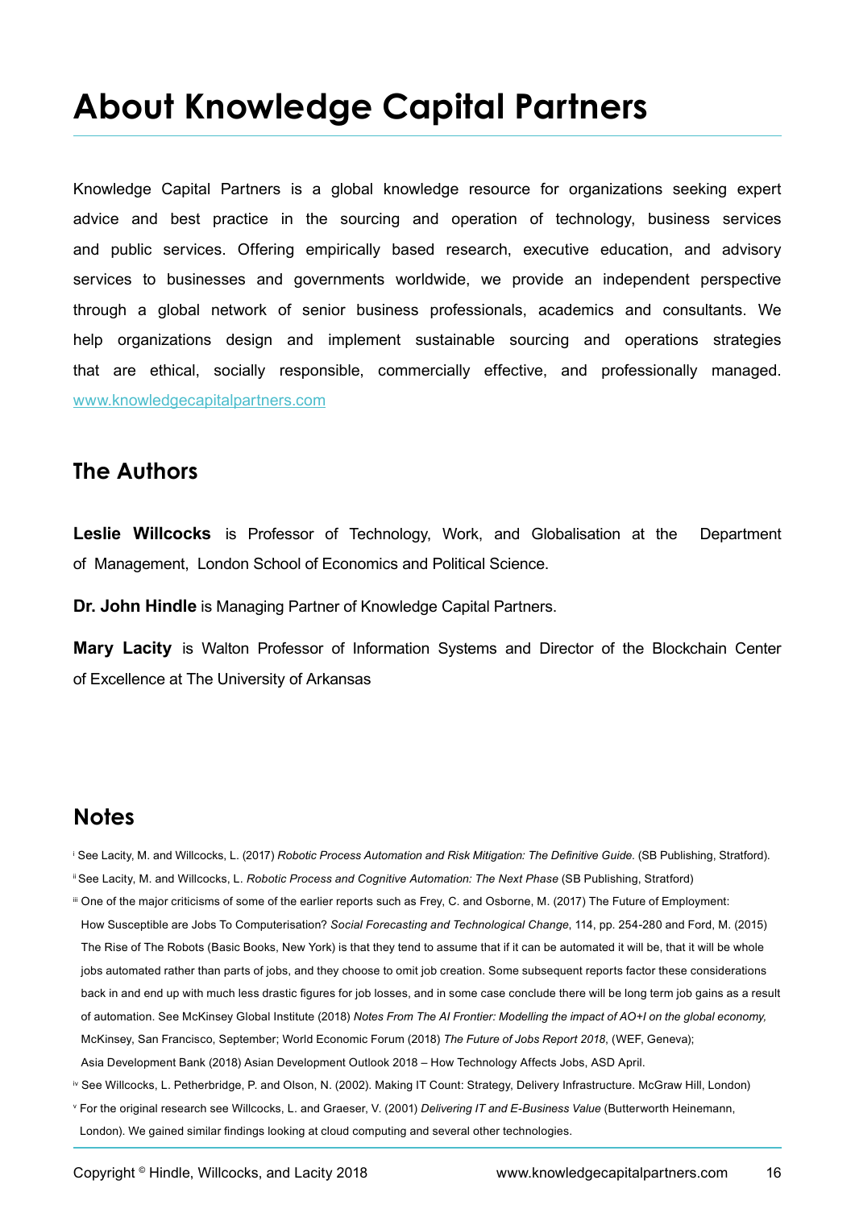# About Knowledge Capital Partners

Knowledge Capital Partners is a global knowledge resource for organizations seeking expert advice and best practice in the sourcing and operation of technology, business services and public services. Offering empirically based research, executive education, and advisory services to businesses and governments worldwide, we provide an independent perspective through a global network of senior business professionals, academics and consultants. We help organizations design and implement sustainable sourcing and operations strategies that are ethical, socially responsible, commercially effective, and professionally managed. www.knowledgecapitalpartners.com

## The Authors

**Leslie Willcocks** is Professor of Technology, Work, and Globalisation at the Department of Management, London School of Economics and Political Science.

**Dr. John Hindle** is Managing Partner of Knowledge Capital Partners.

**Mary Lacity** is Walton Professor of Information Systems and Director of the Blockchain Center of Excellence at The University of Arkansas

## Notes

[i] See Lacity, M. and Willcocks, L. (2017) *Robotic Process Automation and Risk Mitigation: The Definitive Guide.* (SB Publishing, Stratford).

[ii] See Lacity, M. and Willcocks, L. *Robotic Process and Cognitive Automation: The Next Phase* (SB Publishing, Stratford)

[iii] One of the major criticisms of some of the earlier reports such as Frey, C. and Osborne, M. (2017) The Future of Employment: How Susceptible are Jobs To Computerisation? *Social Forecasting and Technological Change*, 114, pp. 254-280 and Ford, M. (2015) The Rise of The Robots (Basic Books, New York) is that they tend to assume that if it can be automated it will be, that it will be whole jobs automated rather than parts of jobs, and they choose to omit job creation. Some subsequent reports factor these considerations back in and end up with much less drastic figures for job losses, and in some case conclude there will be long term job gains as a result of automation. See McKinsey Global Institute (2018) *Notes From The AI Frontier: Modelling the impact of AO+I on the global economy,* McKinsey, San Francisco, September; World Economic Forum (2018) *The Future of Jobs Report 2018*, (WEF, Geneva); Asia Development Bank (2018) Asian Development Outlook 2018 – How Technology Affects Jobs, ASD April.

[iv] See Willcocks, L. Petherbridge, P. and Olson, N. (2002). Making IT Count: Strategy, Delivery Infrastructure. McGraw Hill, London)

[v] For the original research see Willcocks, L. and Graeser, V. (2001) *Delivering IT and E-Business Value* (Butterworth Heinemann, London). We gained similar findings looking at cloud computing and several other technologies.

Copyright © Hindle, Willcocks, and Lacity 2018